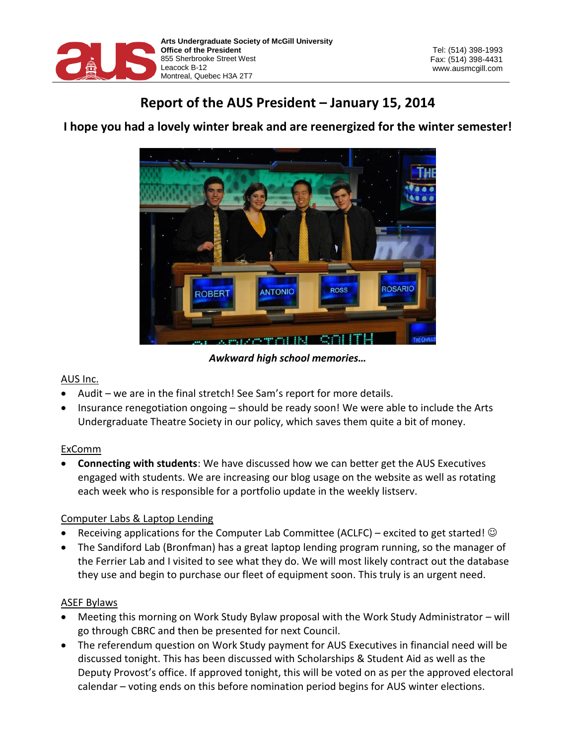Arts Undergraduate Society of McGill University
**Office of the President**
855 Sherbrooke Street West
Leacock B-12
Montreal, Quebec H3A 2T7

Tel: (514) 398-1993
Fax: (514) 398-4431
www.ausmcgill.com

# Report of the AUS President – January 15, 2014

## I hope you had a lovely winter break and are reenergized for the winter semester!

***Awkward high school memories…***

AUS Inc.

- Audit – we are in the final stretch! See Sam's report for more details.
- Insurance renegotiation ongoing – should be ready soon! We were able to include the Arts Undergraduate Theatre Society in our policy, which saves them quite a bit of money.

ExComm

- **Connecting with students**: We have discussed how we can better get the AUS Executives engaged with students. We are increasing our blog usage on the website as well as rotating each week who is responsible for a portfolio update in the weekly listserv.

Computer Labs & Laptop Lending

- Receiving applications for the Computer Lab Committee (ACLFC) – excited to get started! ☺
- The Sandiford Lab (Bronfman) has a great laptop lending program running, so the manager of the Ferrier Lab and I visited to see what they do. We will most likely contract out the database they use and begin to purchase our fleet of equipment soon. This truly is an urgent need.

ASEF Bylaws

- Meeting this morning on Work Study Bylaw proposal with the Work Study Administrator – will go through CBRC and then be presented for next Council.
- The referendum question on Work Study payment for AUS Executives in financial need will be discussed tonight. This has been discussed with Scholarships & Student Aid as well as the Deputy Provost's office. If approved tonight, this will be voted on as per the approved electoral calendar – voting ends on this before nomination period begins for AUS winter elections.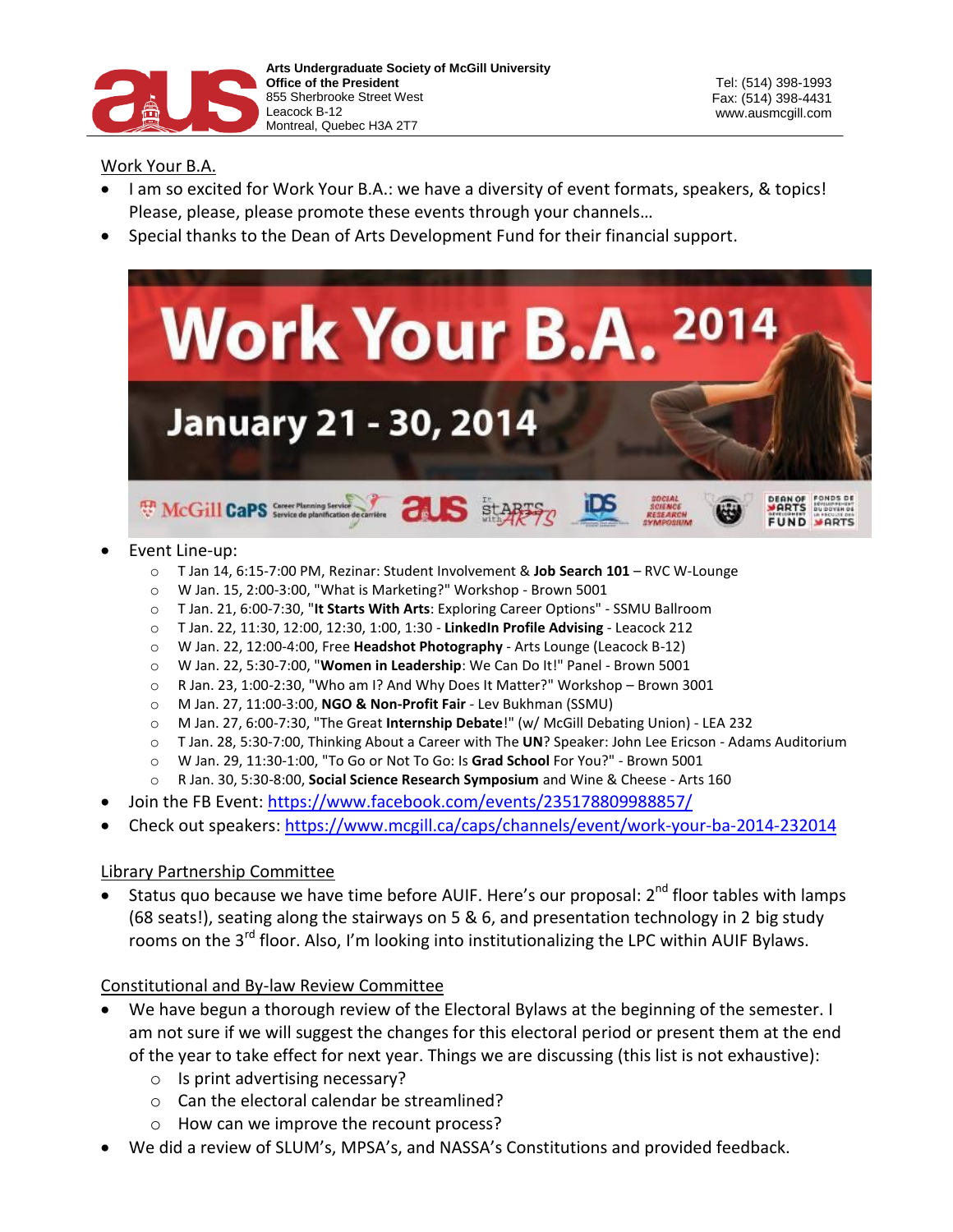**Arts Undergraduate Society of McGill University**
**Office of the President**
855 Sherbrooke Street West
Leacock B-12
Montreal, Quebec H3A 2T7

Tel: (514) 398-1993
Fax: (514) 398-4431
www.ausmcgill.com

Work Your B.A.

- I am so excited for Work Your B.A.: we have a diversity of event formats, speakers, & topics! Please, please, please promote these events through your channels…
- Special thanks to the Dean of Arts Development Fund for their financial support.

Work Your B.A. 2014

January 21 - 30, 2014

- Event Line-up:
  - T Jan 14, 6:15-7:00 PM, Rezinar: Student Involvement & **Job Search 101** – RVC W-Lounge
  - W Jan. 15, 2:00-3:00, "What is Marketing?" Workshop - Brown 5001
  - T Jan. 21, 6:00-7:30, "**It Starts With Arts**: Exploring Career Options" - SSMU Ballroom
  - T Jan. 22, 11:30, 12:00, 12:30, 1:00, 1:30 - **LinkedIn Profile Advising** - Leacock 212
  - W Jan. 22, 12:00-4:00, Free **Headshot Photography** - Arts Lounge (Leacock B-12)
  - W Jan. 22, 5:30-7:00, "**Women in Leadership**: We Can Do It!" Panel - Brown 5001
  - R Jan. 23, 1:00-2:30, "Who am I? And Why Does It Matter?" Workshop – Brown 3001
  - M Jan. 27, 11:00-3:00, **NGO & Non-Profit Fair** - Lev Bukhman (SSMU)
  - M Jan. 27, 6:00-7:30, "The Great **Internship Debate**!" (w/ McGill Debating Union) - LEA 232
  - T Jan. 28, 5:30-7:00, Thinking About a Career with The **UN**? Speaker: John Lee Ericson - Adams Auditorium
  - W Jan. 29, 11:30-1:00, "To Go or Not To Go: Is **Grad School** For You?" - Brown 5001
  - R Jan. 30, 5:30-8:00, **Social Science Research Symposium** and Wine & Cheese - Arts 160
- Join the FB Event: https://www.facebook.com/events/235178809988857/
- Check out speakers: https://www.mcgill.ca/caps/channels/event/work-your-ba-2014-232014

Library Partnership Committee

- Status quo because we have time before AUIF. Here's our proposal: 2nd floor tables with lamps (68 seats!), seating along the stairways on 5 & 6, and presentation technology in 2 big study rooms on the 3rd floor. Also, I'm looking into institutionalizing the LPC within AUIF Bylaws.

Constitutional and By-law Review Committee

- We have begun a thorough review of the Electoral Bylaws at the beginning of the semester. I am not sure if we will suggest the changes for this electoral period or present them at the end of the year to take effect for next year. Things we are discussing (this list is not exhaustive):
  - Is print advertising necessary?
  - Can the electoral calendar be streamlined?
  - How can we improve the recount process?
- We did a review of SLUM's, MPSA's, and NASSA's Constitutions and provided feedback.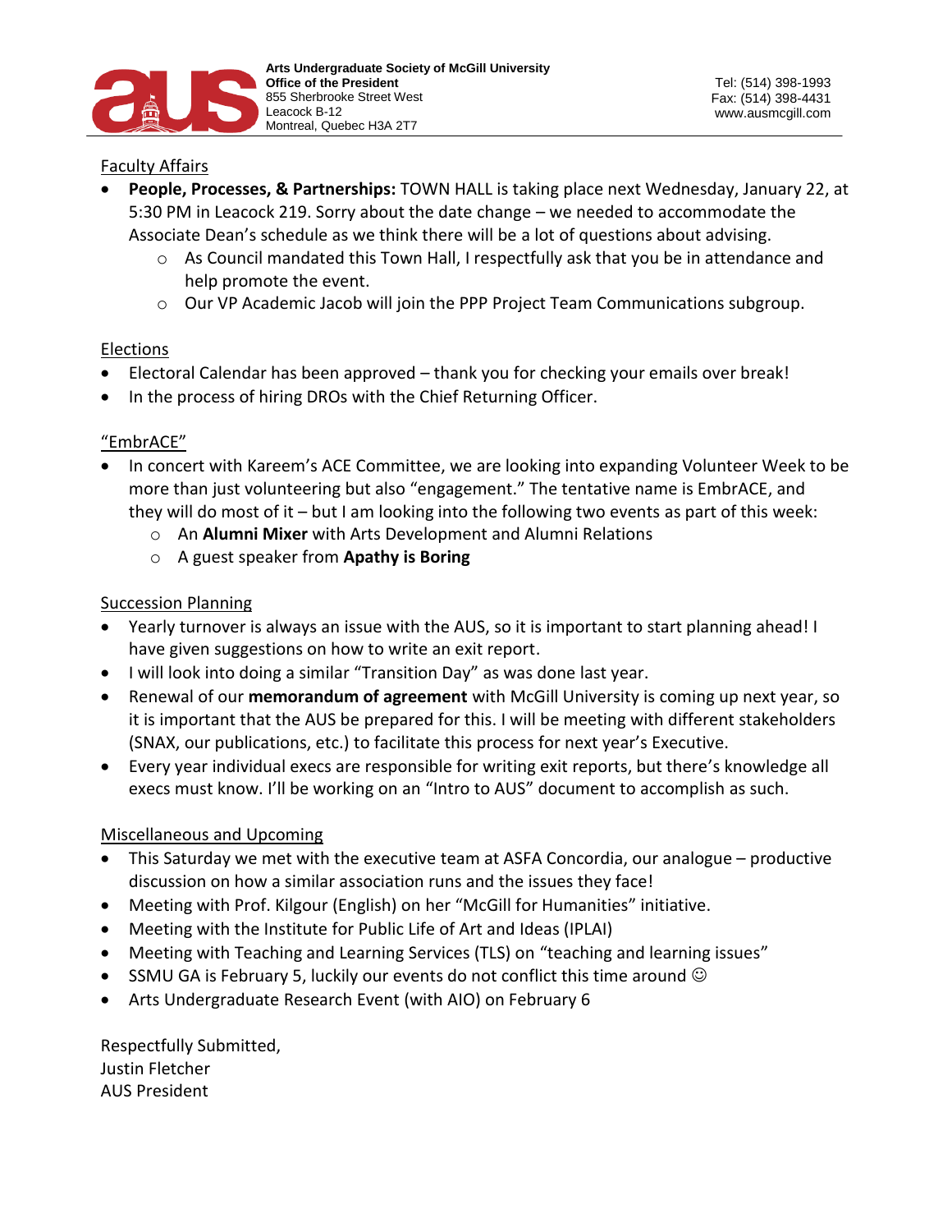Faculty Affairs

- **People, Processes, & Partnerships:** TOWN HALL is taking place next Wednesday, January 22, at 5:30 PM in Leacock 219. Sorry about the date change – we needed to accommodate the Associate Dean's schedule as we think there will be a lot of questions about advising.
  - As Council mandated this Town Hall, I respectfully ask that you be in attendance and help promote the event.
  - Our VP Academic Jacob will join the PPP Project Team Communications subgroup.

Elections

- Electoral Calendar has been approved – thank you for checking your emails over break!
- In the process of hiring DROs with the Chief Returning Officer.

"EmbrACE"

- In concert with Kareem's ACE Committee, we are looking into expanding Volunteer Week to be more than just volunteering but also "engagement." The tentative name is EmbrACE, and they will do most of it – but I am looking into the following two events as part of this week:
  - An **Alumni Mixer** with Arts Development and Alumni Relations
  - A guest speaker from **Apathy is Boring**

Succession Planning

- Yearly turnover is always an issue with the AUS, so it is important to start planning ahead! I have given suggestions on how to write an exit report.
- I will look into doing a similar "Transition Day" as was done last year.
- Renewal of our **memorandum of agreement** with McGill University is coming up next year, so it is important that the AUS be prepared for this. I will be meeting with different stakeholders (SNAX, our publications, etc.) to facilitate this process for next year's Executive.
- Every year individual execs are responsible for writing exit reports, but there's knowledge all execs must know. I'll be working on an "Intro to AUS" document to accomplish as such.

Miscellaneous and Upcoming

- This Saturday we met with the executive team at ASFA Concordia, our analogue – productive discussion on how a similar association runs and the issues they face!
- Meeting with Prof. Kilgour (English) on her "McGill for Humanities" initiative.
- Meeting with the Institute for Public Life of Art and Ideas (IPLAI)
- Meeting with Teaching and Learning Services (TLS) on "teaching and learning issues"
- SSMU GA is February 5, luckily our events do not conflict this time around ☺
- Arts Undergraduate Research Event (with AIO) on February 6

Respectfully Submitted,
Justin Fletcher
AUS President